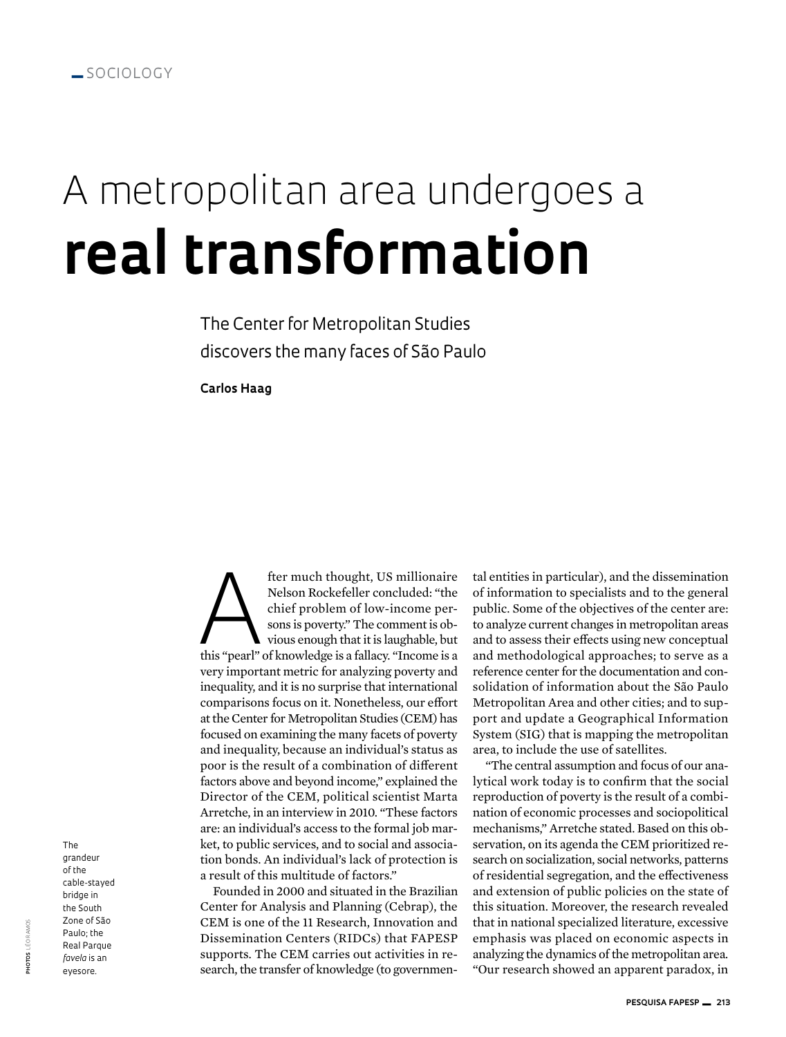SOCIOLOGY

# A metropolitan area undergoes a **real transformation**

The Center for Metropolitan Studies discovers the many faces of São Paulo

**Carlos Haag**

After much thought, US millionaire Nelson Rockefeller concluded: "the chief problem of low-income persons is poverty." The comment is obvious enough that it is laughable, but this "pearl" of knowledge is a fallacy. "Income is a very important metric for analyzing poverty and inequality, and it is no surprise that international comparisons focus on it. Nonetheless, our effort at the Center for Metropolitan Studies (CEM) has focused on examining the many facets of poverty and inequality, because an individual's status as poor is the result of a combination of different factors above and beyond income," explained the Director of the CEM, political scientist Marta Arretche, in an interview in 2010. "These factors are: an individual's access to the formal job market, to public services, and to social and association bonds. An individual's lack of protection is a result of this multitude of factors."

Founded in 2000 and situated in the Brazilian Center for Analysis and Planning (Cebrap), the CEM is one of the 11 Research, Innovation and Dissemination Centers (RIDCs) that FAPESP supports. The CEM carries out activities in research, the transfer of knowledge (to governmental entities in particular), and the dissemination of information to specialists and to the general public. Some of the objectives of the center are: to analyze current changes in metropolitan areas and to assess their effects using new conceptual and methodological approaches; to serve as a reference center for the documentation and consolidation of information about the São Paulo Metropolitan Area and other cities; and to support and update a Geographical Information System (SIG) that is mapping the metropolitan area, to include the use of satellites.

"The central assumption and focus of our analytical work today is to confirm that the social reproduction of poverty is the result of a combination of economic processes and sociopolitical mechanisms," Arretche stated. Based on this observation, on its agenda the CEM prioritized research on socialization, social networks, patterns of residential segregation, and the effectiveness and extension of public policies on the state of this situation. Moreover, the research revealed that in national specialized literature, excessive emphasis was placed on economic aspects in analyzing the dynamics of the metropolitan area. "Our research showed an apparent paradox, in

The grandeur of the cable-stayed bridge in the South Zone of São Paulo; the Real Parque *favela* is an eyesore.

PHOTOS LÉO RAMOS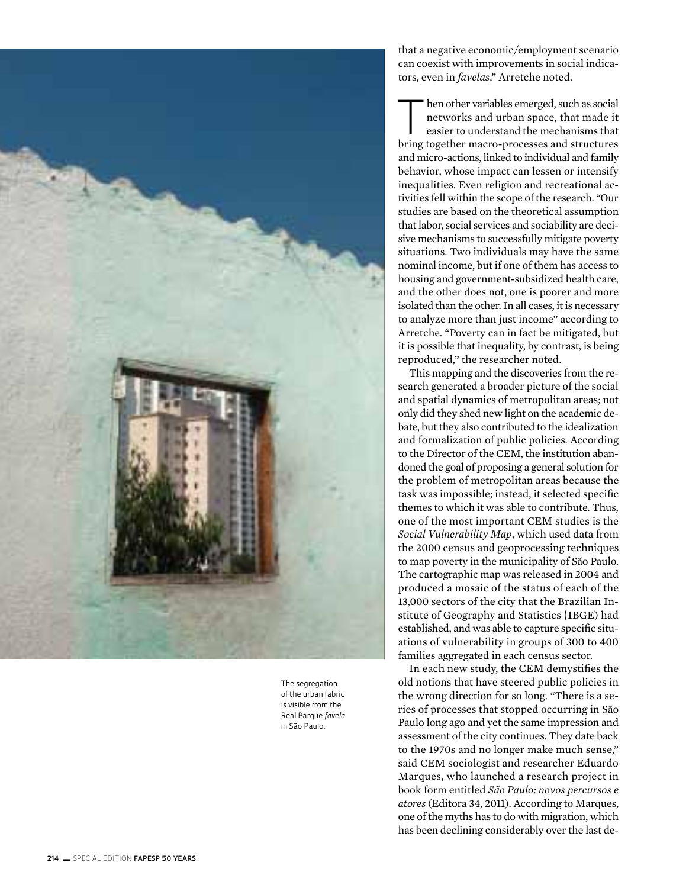that a negative economic/employment scenario can coexist with improvements in social indicators, even in *favelas*," Arretche noted.

Then other variables emerged, such as social networks and urban space, that made it easier to understand the mechanisms that bring together macro-processes and structures and micro-actions, linked to individual and family behavior, whose impact can lessen or intensify inequalities. Even religion and recreational activities fell within the scope of the research. "Our studies are based on the theoretical assumption that labor, social services and sociability are decisive mechanisms to successfully mitigate poverty situations. Two individuals may have the same nominal income, but if one of them has access to housing and government-subsidized health care, and the other does not, one is poorer and more isolated than the other. In all cases, it is necessary to analyze more than just income" according to Arretche. "Poverty can in fact be mitigated, but it is possible that inequality, by contrast, is being reproduced," the researcher noted.

This mapping and the discoveries from the research generated a broader picture of the social and spatial dynamics of metropolitan areas; not only did they shed new light on the academic debate, but they also contributed to the idealization and formalization of public policies. According to the Director of the CEM, the institution abandoned the goal of proposing a general solution for the problem of metropolitan areas because the task was impossible; instead, it selected specific themes to which it was able to contribute. Thus, one of the most important CEM studies is the *Social Vulnerability Map*, which used data from the 2000 census and geoprocessing techniques to map poverty in the municipality of São Paulo. The cartographic map was released in 2004 and produced a mosaic of the status of each of the 13,000 sectors of the city that the Brazilian Institute of Geography and Statistics (IBGE) had established, and was able to capture specific situations of vulnerability in groups of 300 to 400 families aggregated in each census sector.

In each new study, the CEM demystifies the old notions that have steered public policies in the wrong direction for so long. "There is a series of processes that stopped occurring in São Paulo long ago and yet the same impression and assessment of the city continues. They date back to the 1970s and no longer make much sense," said CEM sociologist and researcher Eduardo Marques, who launched a research project in book form entitled *São Paulo: novos percursos e atores* (Editora 34, 2011). According to Marques, one of the myths has to do with migration, which has been declining considerably over the last de-

The segregation of the urban fabric is visible from the Real Parque *favela* in São Paulo.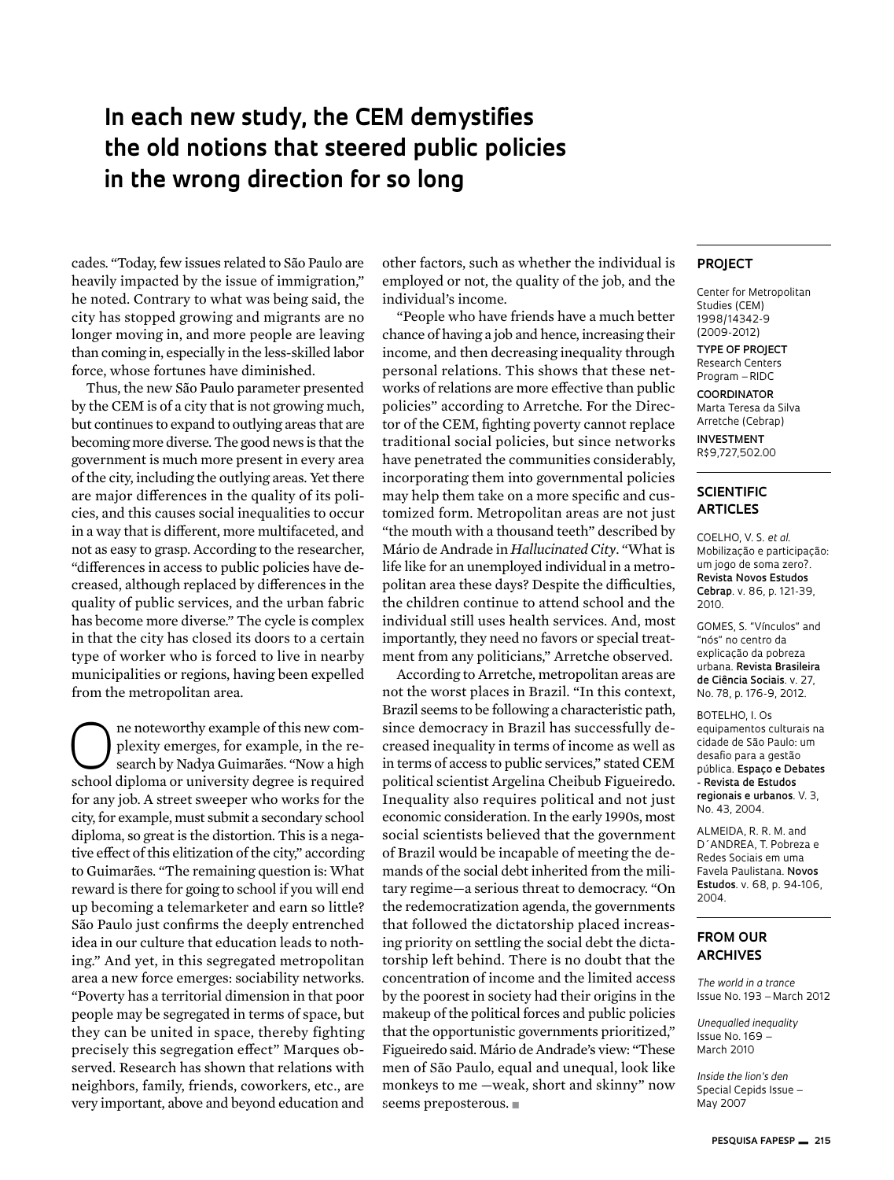# In each new study, the CEM demystifies the old notions that steered public policies in the wrong direction for so long

cades. "Today, few issues related to São Paulo are heavily impacted by the issue of immigration," he noted. Contrary to what was being said, the city has stopped growing and migrants are no longer moving in, and more people are leaving than coming in, especially in the less-skilled labor force, whose fortunes have diminished.

Thus, the new São Paulo parameter presented by the CEM is of a city that is not growing much, but continues to expand to outlying areas that are becoming more diverse. The good news is that the government is much more present in every area of the city, including the outlying areas. Yet there are major differences in the quality of its policies, and this causes social inequalities to occur in a way that is different, more multifaceted, and not as easy to grasp. According to the researcher, "differences in access to public policies have decreased, although replaced by differences in the quality of public services, and the urban fabric has become more diverse." The cycle is complex in that the city has closed its doors to a certain type of worker who is forced to live in nearby municipalities or regions, having been expelled from the metropolitan area.

One noteworthy example of this new complexity emerges, for example, in the research by Nadya Guimarães. "Now a high school diploma or university degree is required for any job. A street sweeper who works for the city, for example, must submit a secondary school diploma, so great is the distortion. This is a negative effect of this elitization of the city," according to Guimarães. "The remaining question is: What reward is there for going to school if you will end up becoming a telemarketer and earn so little? São Paulo just confirms the deeply entrenched idea in our culture that education leads to nothing." And yet, in this segregated metropolitan area a new force emerges: sociability networks. "Poverty has a territorial dimension in that poor people may be segregated in terms of space, but they can be united in space, thereby fighting precisely this segregation effect" Marques observed. Research has shown that relations with neighbors, family, friends, coworkers, etc., are very important, above and beyond education and other factors, such as whether the individual is employed or not, the quality of the job, and the individual's income.

"People who have friends have a much better chance of having a job and hence, increasing their income, and then decreasing inequality through personal relations. This shows that these networks of relations are more effective than public policies" according to Arretche. For the Director of the CEM, fighting poverty cannot replace traditional social policies, but since networks have penetrated the communities considerably, incorporating them into governmental policies may help them take on a more specific and customized form. Metropolitan areas are not just "the mouth with a thousand teeth" described by Mário de Andrade in *Hallucinated City*. "What is life like for an unemployed individual in a metropolitan area these days? Despite the difficulties, the children continue to attend school and the individual still uses health services. And, most importantly, they need no favors or special treatment from any politicians," Arretche observed.

According to Arretche, metropolitan areas are not the worst places in Brazil. "In this context, Brazil seems to be following a characteristic path, since democracy in Brazil has successfully decreased inequality in terms of income as well as in terms of access to public services," stated CEM political scientist Argelina Cheibub Figueiredo. Inequality also requires political and not just economic consideration. In the early 1990s, most social scientists believed that the government of Brazil would be incapable of meeting the demands of the social debt inherited from the military regime—a serious threat to democracy. "On the redemocratization agenda, the governments that followed the dictatorship placed increasing priority on settling the social debt the dictatorship left behind. There is no doubt that the concentration of income and the limited access by the poorest in society had their origins in the makeup of the political forces and public policies that the opportunistic governments prioritized," Figueiredo said. Mário de Andrade's view: "These men of São Paulo, equal and unequal, look like monkeys to me —weak, short and skinny" now seems preposterous. ■

## PROJECT

Center for Metropolitan Studies (CEM) 1998/14342-9 (2009-2012)

**TYPE OF PROJECT**
Research Centers Program – RIDC

**COORDINATOR**
Marta Teresa da Silva Arretche (Cebrap)

**INVESTMENT**
R$9,727,502.00

## SCIENTIFIC ARTICLES

COELHO, V. S. *et al.* Mobilização e participação: um jogo de soma zero?. **Revista Novos Estudos Cebrap**. v. 86, p. 121-39, 2010.

GOMES, S. "Vínculos" and "nós" no centro da explicação da pobreza urbana. **Revista Brasileira de Ciência Sociais**. v. 27, No. 78, p. 176-9, 2012.

BOTELHO, I. Os equipamentos culturais na cidade de São Paulo: um desafio para a gestão pública. **Espaço e Debates - Revista de Estudos regionais e urbanos**. V. 3, No. 43, 2004.

ALMEIDA, R. R. M. and D´ANDREA, T. Pobreza e Redes Sociais em uma Favela Paulistana. **Novos Estudos**. v. 68, p. 94-106, 2004.

## FROM OUR ARCHIVES

*The world in a trance*
Issue No. 193 – March 2012

*Unequalled inequality*
Issue No. 169 – March 2010

*Inside the lion's den*
Special Cepids Issue – May 2007